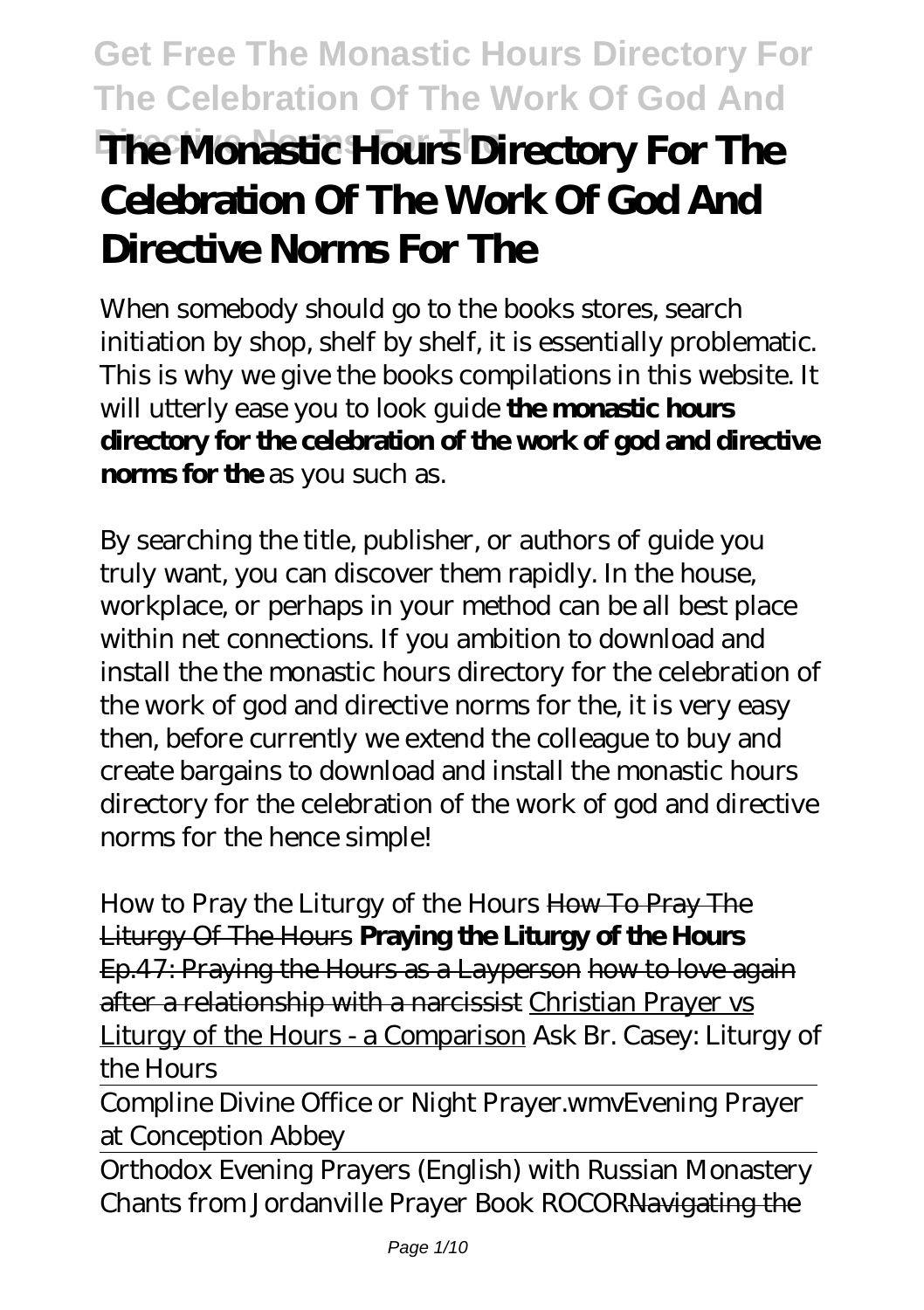# The Monastic Hours Directory For The Celebration Of The Work Of God And Directive Norms For The

When somebody should go to the books stores, search initiation by shop, shelf by shelf, it is essentially problematic. This is why we give the books compilations in this website. It will utterly ease you to look guide **the monastic hours directory for the celebration of the work of god and directive norms for the** as you such as.

By searching the title, publisher, or authors of guide you truly want, you can discover them rapidly. In the house, workplace, or perhaps in your method can be all best place within net connections. If you ambition to download and install the the monastic hours directory for the celebration of the work of god and directive norms for the, it is very easy then, before currently we extend the colleague to buy and create bargains to download and install the monastic hours directory for the celebration of the work of god and directive norms for the hence simple!

*How to Pray the Liturgy of the Hours* How To Pray The Liturgy Of The Hours **Praying the Liturgy of the Hours** Ep.47: Praying the Hours as a Layperson how to love again after a relationship with a narcissist Christian Prayer vs Liturgy of the Hours - a Comparison *Ask Br. Casey: Liturgy of the Hours*

Compline Divine Office or Night Prayer.wmv*Evening Prayer at Conception Abbey*

Orthodox Evening Prayers (English) with Russian Monastery Chants from Jordanville Prayer Book ROCORNavigating the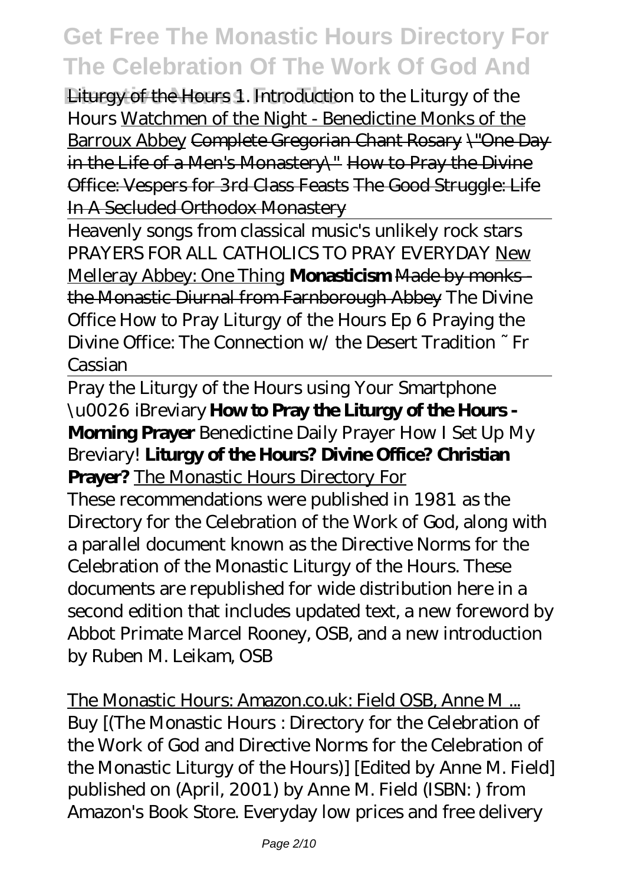Liturgy of the Hours *1. Introduction to the Liturgy of the Hours* Watchmen of the Night - Benedictine Monks of the Barroux Abbey ~~Complete Gregorian Chant Rosary \"One Day in the Life of a Men's Monastery\"~~ How to Pray the Divine Office: Vespers for 3rd Class Feasts The Good Struggle: Life In A Secluded Orthodox Monastery

Heavenly songs from classical music's unlikely rock stars *PRAYERS FOR ALL CATHOLICS TO PRAY EVERYDAY* New Melleray Abbey: One Thing **Monasticism** ~~Made by monks - the Monastic Diurnal from Farnborough Abbey~~ *The Divine Office How to Pray Liturgy of the Hours Ep 6 Praying the Divine Office: The Connection w/ the Desert Tradition ~ Fr Cassian*

Pray the Liturgy of the Hours using Your Smartphone \u0026 iBreviary **How to Pray the Liturgy of the Hours - Morning Prayer** *Benedictine Daily Prayer How I Set Up My Breviary!* **Liturgy of the Hours? Divine Office? Christian Prayer?** The Monastic Hours Directory For

These recommendations were published in 1981 as the Directory for the Celebration of the Work of God, along with a parallel document known as the Directive Norms for the Celebration of the Monastic Liturgy of the Hours. These documents are republished for wide distribution here in a second edition that includes updated text, a new foreword by Abbot Primate Marcel Rooney, OSB, and a new introduction by Ruben M. Leikam, OSB

The Monastic Hours: Amazon.co.uk: Field OSB, Anne M ...

Buy [(The Monastic Hours : Directory for the Celebration of the Work of God and Directive Norms for the Celebration of the Monastic Liturgy of the Hours)] [Edited by Anne M. Field] published on (April, 2001) by Anne M. Field (ISBN: ) from Amazon's Book Store. Everyday low prices and free delivery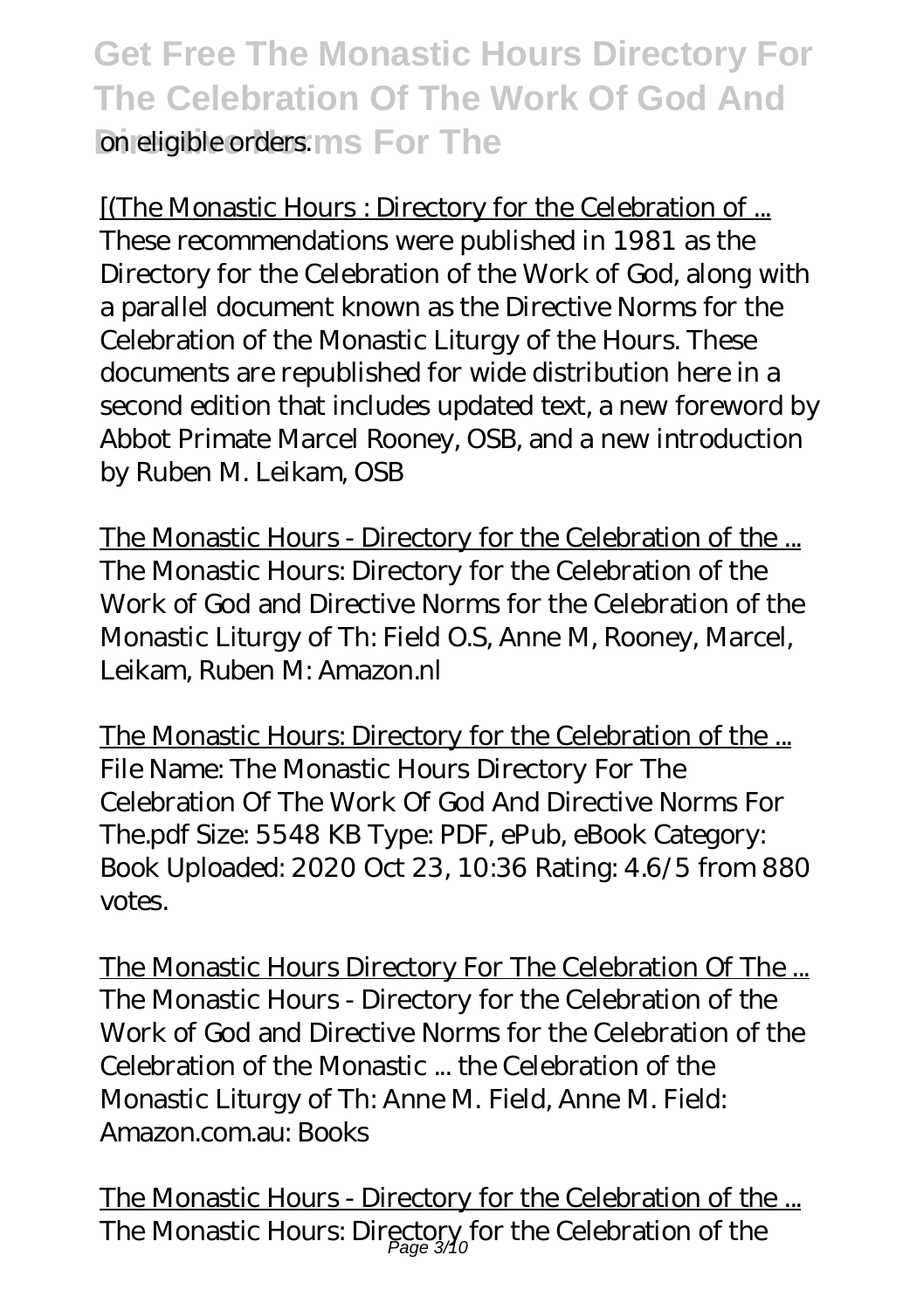on eligible orders.

[(The Monastic Hours : Directory for the Celebration of ...
These recommendations were published in 1981 as the Directory for the Celebration of the Work of God, along with a parallel document known as the Directive Norms for the Celebration of the Monastic Liturgy of the Hours. These documents are republished for wide distribution here in a second edition that includes updated text, a new foreword by Abbot Primate Marcel Rooney, OSB, and a new introduction by Ruben M. Leikam, OSB

The Monastic Hours - Directory for the Celebration of the ...
The Monastic Hours: Directory for the Celebration of the Work of God and Directive Norms for the Celebration of the Monastic Liturgy of Th: Field O.S, Anne M, Rooney, Marcel, Leikam, Ruben M: Amazon.nl

The Monastic Hours: Directory for the Celebration of the ...
File Name: The Monastic Hours Directory For The Celebration Of The Work Of God And Directive Norms For The.pdf Size: 5548 KB Type: PDF, ePub, eBook Category: Book Uploaded: 2020 Oct 23, 10:36 Rating: 4.6/5 from 880 votes.

The Monastic Hours Directory For The Celebration Of The ...
The Monastic Hours - Directory for the Celebration of the Work of God and Directive Norms for the Celebration of the Celebration of the Monastic ... the Celebration of the Monastic Liturgy of Th: Anne M. Field, Anne M. Field: Amazon.com.au: Books

The Monastic Hours - Directory for the Celebration of the ...
The Monastic Hours: Directory for the Celebration of the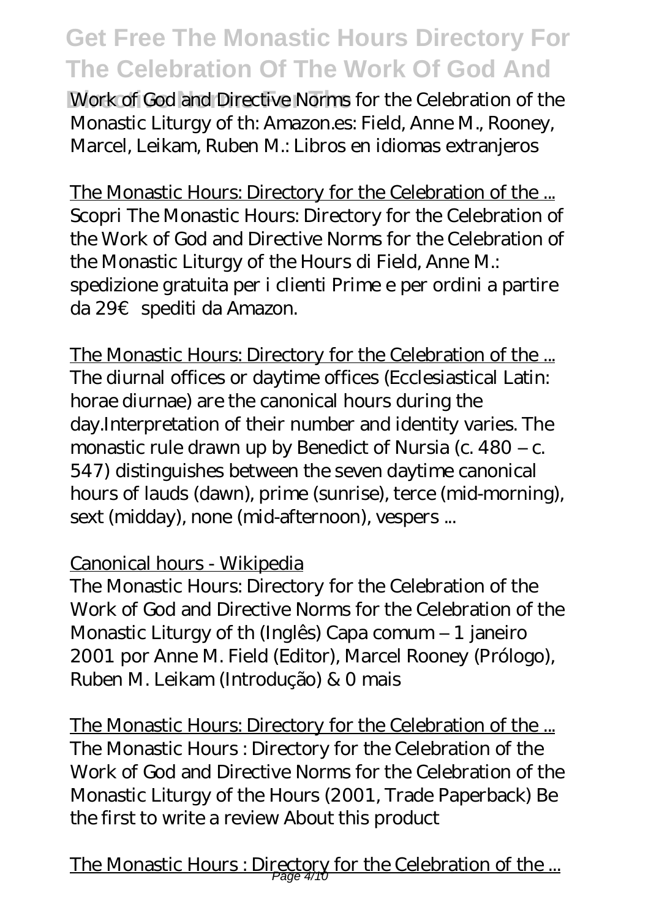Work of God and Directive Norms for the Celebration of the Monastic Liturgy of th: Amazon.es: Field, Anne M., Rooney, Marcel, Leikam, Ruben M.: Libros en idiomas extranjeros

The Monastic Hours: Directory for the Celebration of the ...
Scopri The Monastic Hours: Directory for the Celebration of the Work of God and Directive Norms for the Celebration of the Monastic Liturgy of the Hours di Field, Anne M.: spedizione gratuita per i clienti Prime e per ordini a partire da 29€ spediti da Amazon.

The Monastic Hours: Directory for the Celebration of the ...
The diurnal offices or daytime offices (Ecclesiastical Latin: horae diurnae) are the canonical hours during the day.Interpretation of their number and identity varies. The monastic rule drawn up by Benedict of Nursia (c. 480 – c. 547) distinguishes between the seven daytime canonical hours of lauds (dawn), prime (sunrise), terce (mid-morning), sext (midday), none (mid-afternoon), vespers ...

Canonical hours - Wikipedia
The Monastic Hours: Directory for the Celebration of the Work of God and Directive Norms for the Celebration of the Monastic Liturgy of th (Inglês) Capa comum – 1 janeiro 2001 por Anne M. Field (Editor), Marcel Rooney (Prólogo), Ruben M. Leikam (Introdução) & 0 mais

The Monastic Hours: Directory for the Celebration of the ...
The Monastic Hours : Directory for the Celebration of the Work of God and Directive Norms for the Celebration of the Monastic Liturgy of the Hours (2001, Trade Paperback) Be the first to write a review About this product

The Monastic Hours : Directory for the Celebration of the ...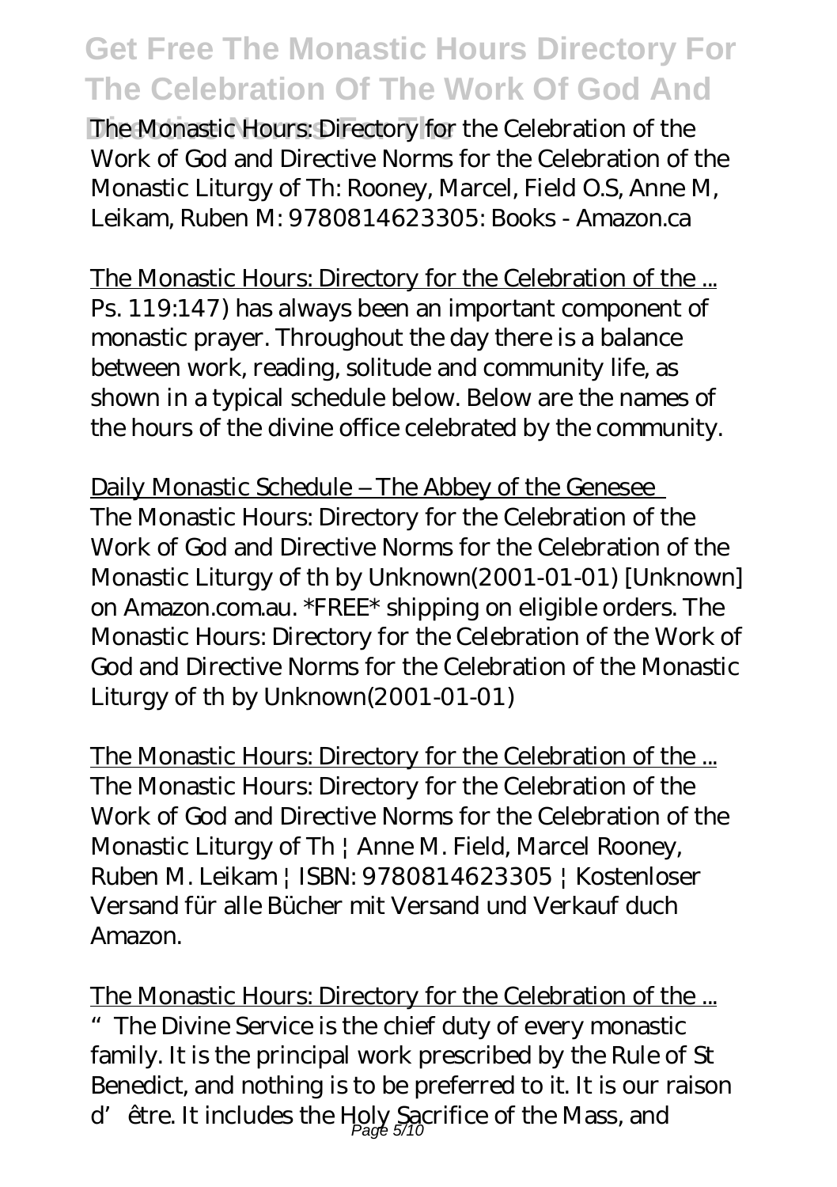The Monastic Hours: Directory for the Celebration of the Work of God and Directive Norms for the Celebration of the Monastic Liturgy of Th: Rooney, Marcel, Field O.S, Anne M, Leikam, Ruben M: 9780814623305: Books - Amazon.ca

The Monastic Hours: Directory for the Celebration of the ...
Ps. 119:147) has always been an important component of monastic prayer. Throughout the day there is a balance between work, reading, solitude and community life, as shown in a typical schedule below. Below are the names of the hours of the divine office celebrated by the community.

Daily Monastic Schedule – The Abbey of the Genesee
The Monastic Hours: Directory for the Celebration of the Work of God and Directive Norms for the Celebration of the Monastic Liturgy of th by Unknown(2001-01-01) [Unknown] on Amazon.com.au. *FREE* shipping on eligible orders. The Monastic Hours: Directory for the Celebration of the Work of God and Directive Norms for the Celebration of the Monastic Liturgy of th by Unknown(2001-01-01)

The Monastic Hours: Directory for the Celebration of the ...
The Monastic Hours: Directory for the Celebration of the Work of God and Directive Norms for the Celebration of the Monastic Liturgy of Th | Anne M. Field, Marcel Rooney, Ruben M. Leikam | ISBN: 9780814623305 | Kostenloser Versand für alle Bücher mit Versand und Verkauf duch Amazon.

The Monastic Hours: Directory for the Celebration of the ...
"The Divine Service is the chief duty of every monastic family. It is the principal work prescribed by the Rule of St Benedict, and nothing is to be preferred to it. It is our raison d'être. It includes the Holy Sacrifice of the Mass, and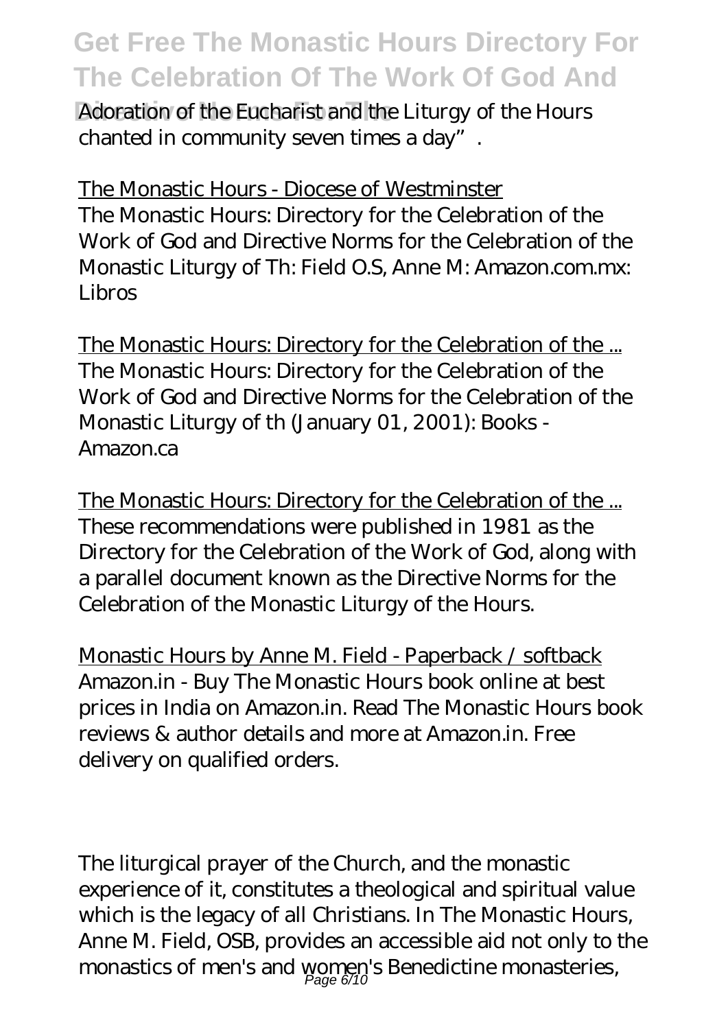Adoration of the Eucharist and the Liturgy of the Hours chanted in community seven times a day".

The Monastic Hours - Diocese of Westminster

The Monastic Hours: Directory for the Celebration of the Work of God and Directive Norms for the Celebration of the Monastic Liturgy of Th: Field O.S, Anne M: Amazon.com.mx: Libros

The Monastic Hours: Directory for the Celebration of the ...

The Monastic Hours: Directory for the Celebration of the Work of God and Directive Norms for the Celebration of the Monastic Liturgy of th (January 01, 2001): Books - Amazon.ca

The Monastic Hours: Directory for the Celebration of the ...

These recommendations were published in 1981 as the Directory for the Celebration of the Work of God, along with a parallel document known as the Directive Norms for the Celebration of the Monastic Liturgy of the Hours.

Monastic Hours by Anne M. Field - Paperback / softback

Amazon.in - Buy The Monastic Hours book online at best prices in India on Amazon.in. Read The Monastic Hours book reviews & author details and more at Amazon.in. Free delivery on qualified orders.

The liturgical prayer of the Church, and the monastic experience of it, constitutes a theological and spiritual value which is the legacy of all Christians. In The Monastic Hours, Anne M. Field, OSB, provides an accessible aid not only to the monastics of men's and women's Benedictine monasteries,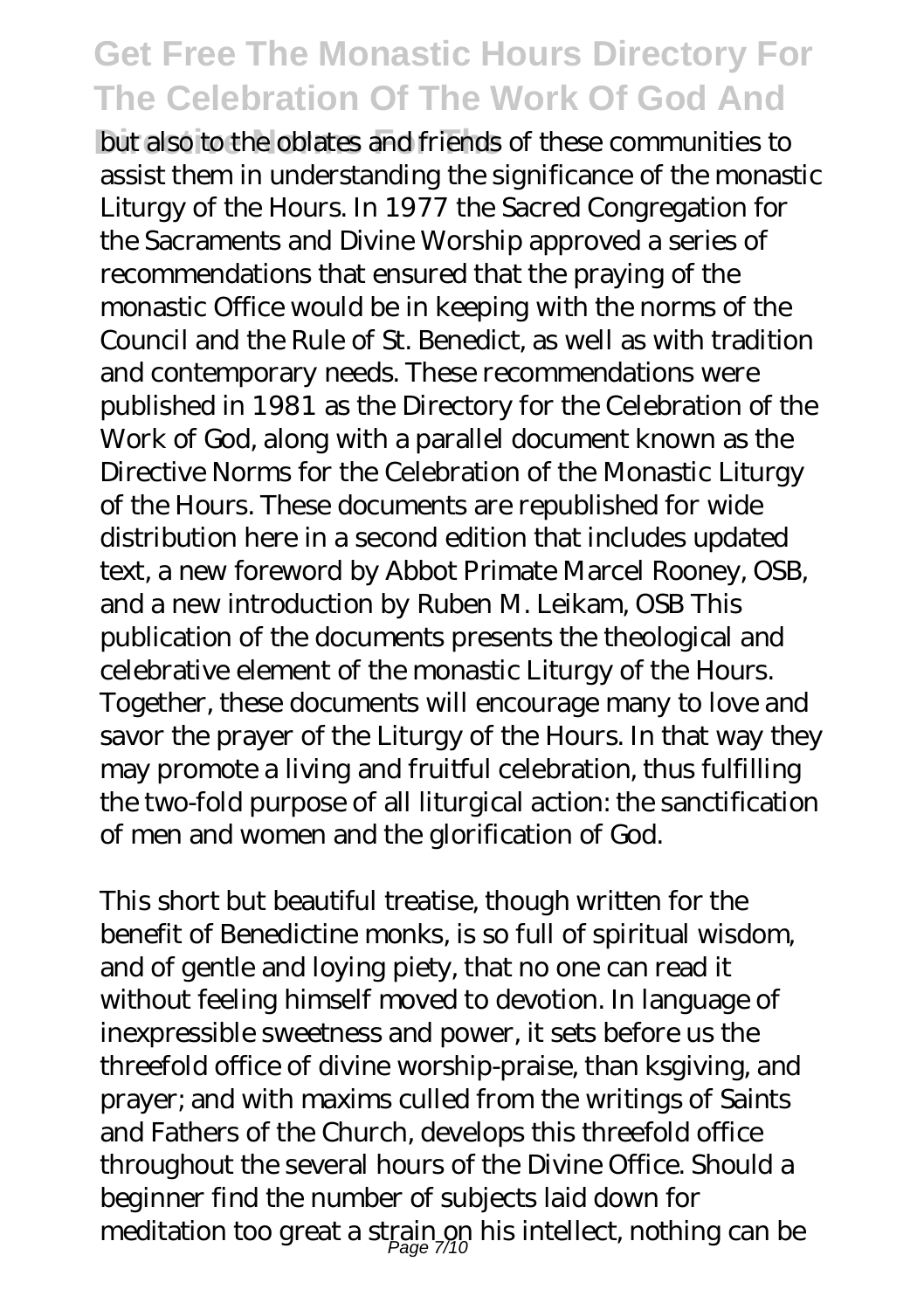but also to the oblates and friends of these communities to assist them in understanding the significance of the monastic Liturgy of the Hours. In 1977 the Sacred Congregation for the Sacraments and Divine Worship approved a series of recommendations that ensured that the praying of the monastic Office would be in keeping with the norms of the Council and the Rule of St. Benedict, as well as with tradition and contemporary needs. These recommendations were published in 1981 as the Directory for the Celebration of the Work of God, along with a parallel document known as the Directive Norms for the Celebration of the Monastic Liturgy of the Hours. These documents are republished for wide distribution here in a second edition that includes updated text, a new foreword by Abbot Primate Marcel Rooney, OSB, and a new introduction by Ruben M. Leikam, OSB This publication of the documents presents the theological and celebrative element of the monastic Liturgy of the Hours. Together, these documents will encourage many to love and savor the prayer of the Liturgy of the Hours. In that way they may promote a living and fruitful celebration, thus fulfilling the two-fold purpose of all liturgical action: the sanctification of men and women and the glorification of God.

This short but beautiful treatise, though written for the benefit of Benedictine monks, is so full of spiritual wisdom, and of gentle and loying piety, that no one can read it without feeling himself moved to devotion. In language of inexpressible sweetness and power, it sets before us the threefold office of divine worship-praise, than ksgiving, and prayer; and with maxims culled from the writings of Saints and Fathers of the Church, develops this threefold office throughout the several hours of the Divine Office. Should a beginner find the number of subjects laid down for meditation too great a strain on his intellect, nothing can be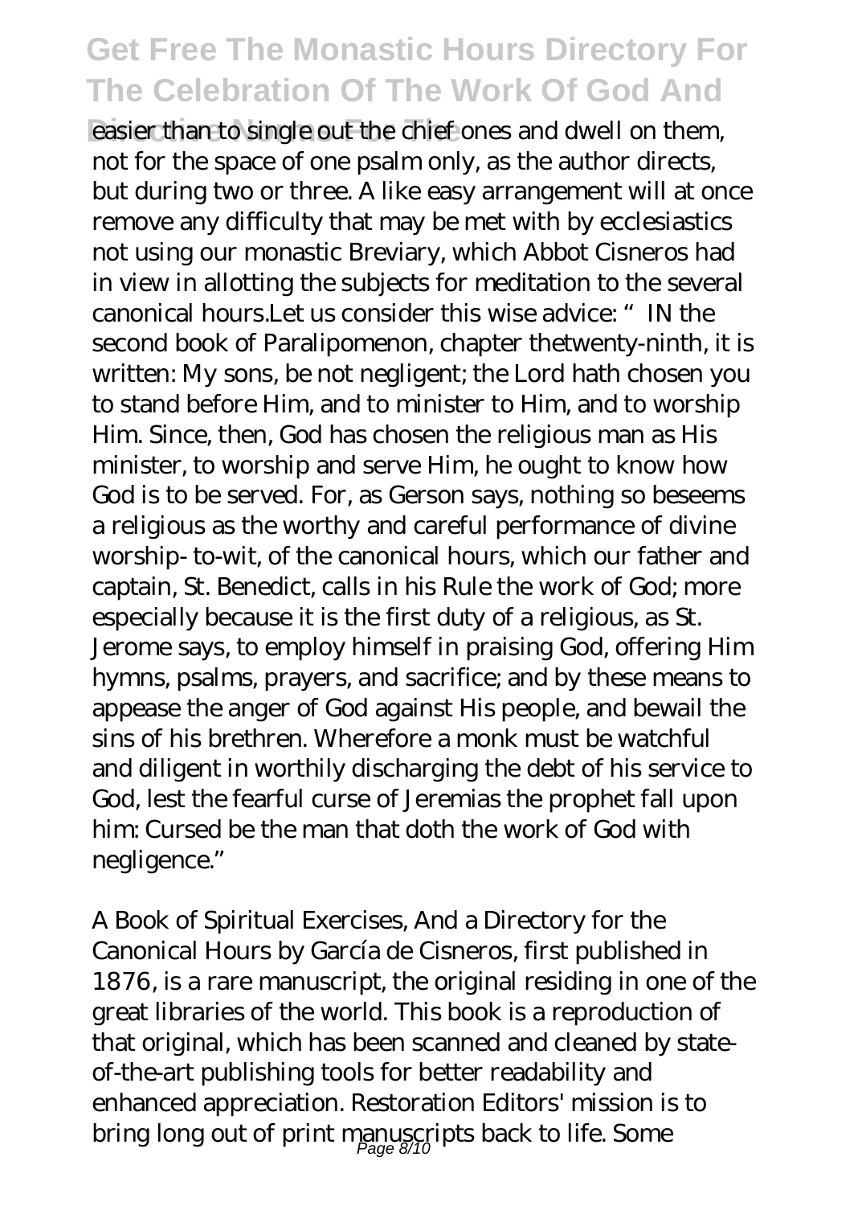easier than to single out the chief ones and dwell on them, not for the space of one psalm only, as the author directs, but during two or three. A like easy arrangement will at once remove any difficulty that may be met with by ecclesiastics not using our monastic Breviary, which Abbot Cisneros had in view in allotting the subjects for meditation to the several canonical hours.Let us consider this wise advice: "IN the second book of Paralipomenon, chapter thetwenty-ninth, it is written: My sons, be not negligent; the Lord hath chosen you to stand before Him, and to minister to Him, and to worship Him. Since, then, God has chosen the religious man as His minister, to worship and serve Him, he ought to know how God is to be served. For, as Gerson says, nothing so beseems a religious as the worthy and careful performance of divine worship- to-wit, of the canonical hours, which our father and captain, St. Benedict, calls in his Rule the work of God; more especially because it is the first duty of a religious, as St. Jerome says, to employ himself in praising God, offering Him hymns, psalms, prayers, and sacrifice; and by these means to appease the anger of God against His people, and bewail the sins of his brethren. Wherefore a monk must be watchful and diligent in worthily discharging the debt of his service to God, lest the fearful curse of Jeremias the prophet fall upon him: Cursed be the man that doth the work of God with negligence."

A Book of Spiritual Exercises, And a Directory for the Canonical Hours by García de Cisneros, first published in 1876, is a rare manuscript, the original residing in one of the great libraries of the world. This book is a reproduction of that original, which has been scanned and cleaned by state-of-the-art publishing tools for better readability and enhanced appreciation. Restoration Editors' mission is to bring long out of print manuscripts back to life. Some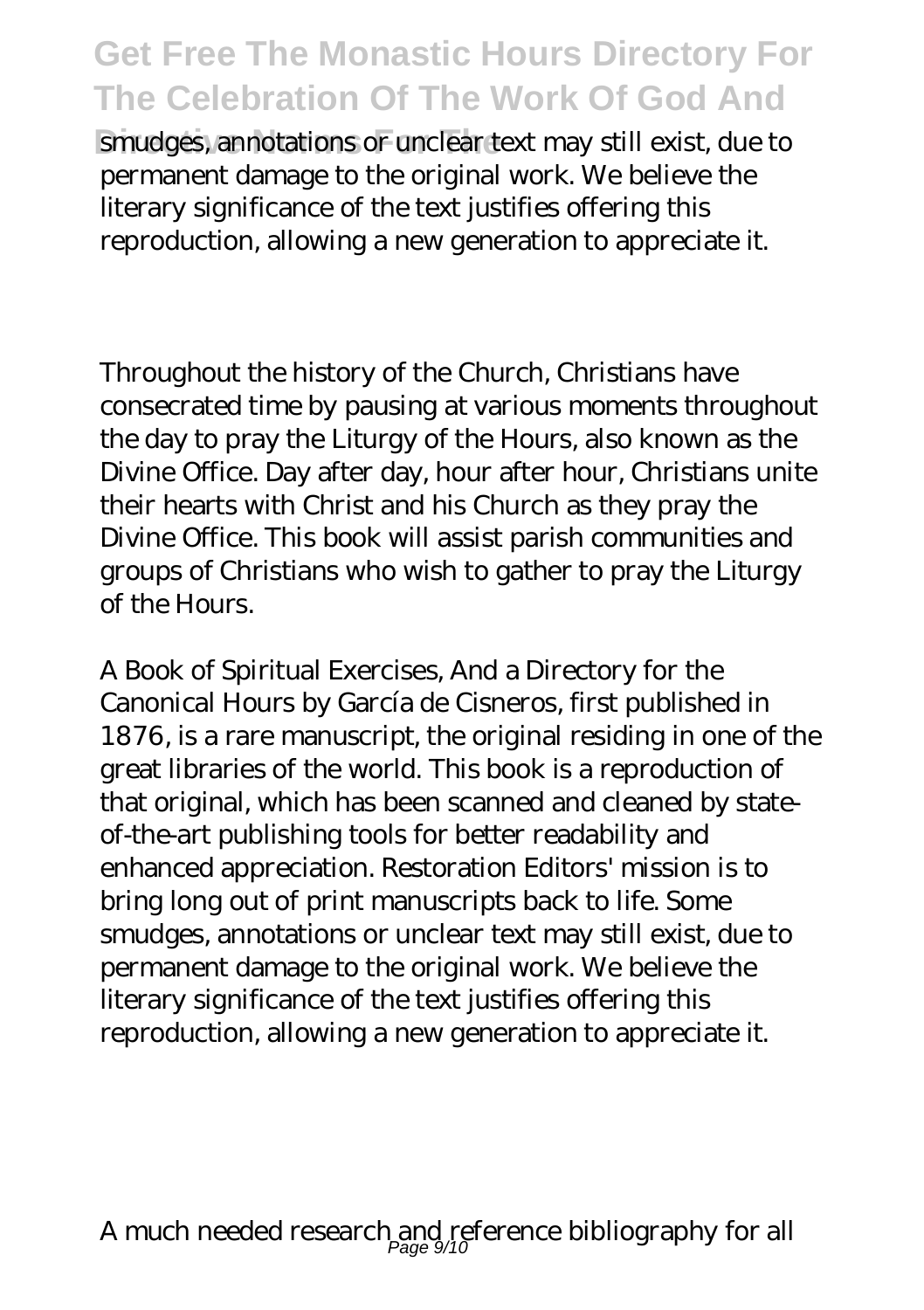smudges, annotations or unclear text may still exist, due to permanent damage to the original work. We believe the literary significance of the text justifies offering this reproduction, allowing a new generation to appreciate it.

Throughout the history of the Church, Christians have consecrated time by pausing at various moments throughout the day to pray the Liturgy of the Hours, also known as the Divine Office. Day after day, hour after hour, Christians unite their hearts with Christ and his Church as they pray the Divine Office. This book will assist parish communities and groups of Christians who wish to gather to pray the Liturgy of the Hours.

A Book of Spiritual Exercises, And a Directory for the Canonical Hours by García de Cisneros, first published in 1876, is a rare manuscript, the original residing in one of the great libraries of the world. This book is a reproduction of that original, which has been scanned and cleaned by state-of-the-art publishing tools for better readability and enhanced appreciation. Restoration Editors' mission is to bring long out of print manuscripts back to life. Some smudges, annotations or unclear text may still exist, due to permanent damage to the original work. We believe the literary significance of the text justifies offering this reproduction, allowing a new generation to appreciate it.

A much needed research and reference bibliography for all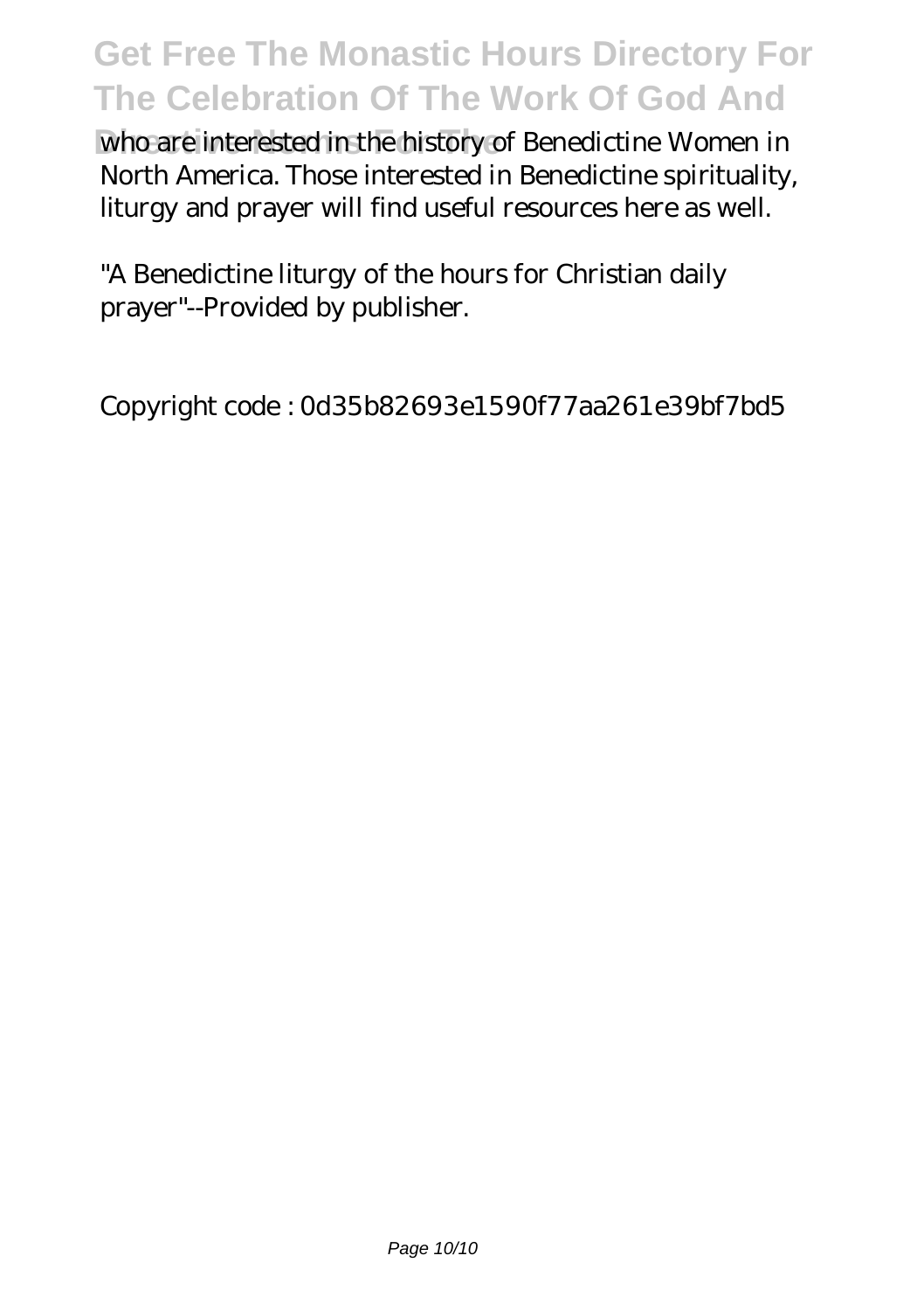who are interested in the history of Benedictine Women in North America. Those interested in Benedictine spirituality, liturgy and prayer will find useful resources here as well.

"A Benedictine liturgy of the hours for Christian daily prayer"--Provided by publisher.

Copyright code : 0d35b82693e1590f77aa261e39bf7bd5